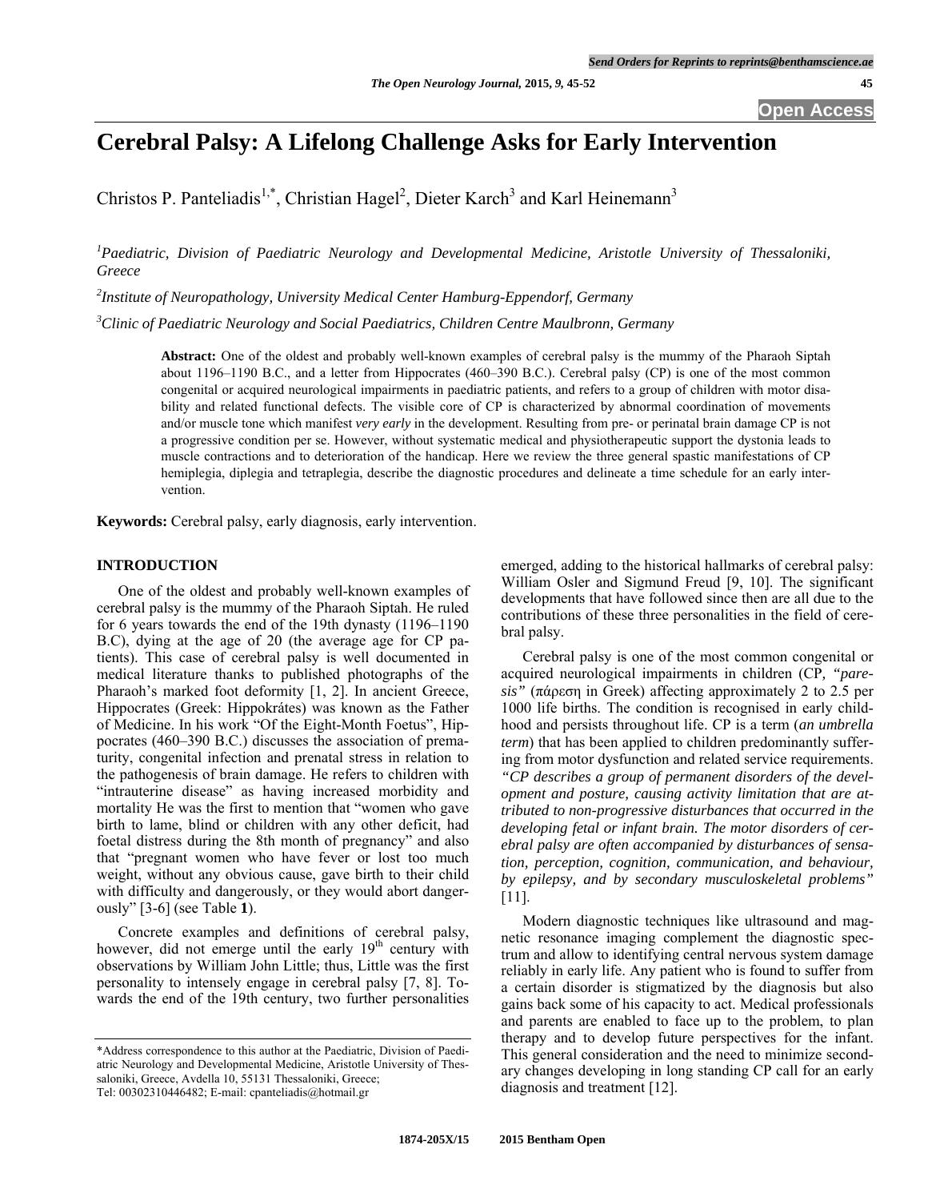# Cerebral Palsy: A Lifelong Challenge Asks for Early Intervention

Christos P. Panteliadis[1,*], Christian Hagel[2], Dieter Karch[3] and Karl Heinemann[3]

[1]*Paediatric, Division of Paediatric Neurology and Developmental Medicine, Aristotle University of Thessaloniki, Greece*

[2]*Institute of Neuropathology, University Medical Center Hamburg-Eppendorf, Germany*

[3]*Clinic of Paediatric Neurology and Social Paediatrics, Children Centre Maulbronn, Germany*

**Abstract:** One of the oldest and probably well-known examples of cerebral palsy is the mummy of the Pharaoh Siptah about 1196–1190 B.C., and a letter from Hippocrates (460–390 B.C.). Cerebral palsy (CP) is one of the most common congenital or acquired neurological impairments in paediatric patients, and refers to a group of children with motor disability and related functional defects. The visible core of CP is characterized by abnormal coordination of movements and/or muscle tone which manifest *very early* in the development. Resulting from pre- or perinatal brain damage CP is not a progressive condition per se. However, without systematic medical and physiotherapeutic support the dystonia leads to muscle contractions and to deterioration of the handicap. Here we review the three general spastic manifestations of CP hemiplegia, diplegia and tetraplegia, describe the diagnostic procedures and delineate a time schedule for an early intervention.

**Keywords:** Cerebral palsy, early diagnosis, early intervention.

## INTRODUCTION

One of the oldest and probably well-known examples of cerebral palsy is the mummy of the Pharaoh Siptah. He ruled for 6 years towards the end of the 19th dynasty (1196–1190 B.C), dying at the age of 20 (the average age for CP patients). This case of cerebral palsy is well documented in medical literature thanks to published photographs of the Pharaoh's marked foot deformity [1, 2]. In ancient Greece, Hippocrates (Greek: Hippokrátes) was known as the Father of Medicine. In his work "Of the Eight-Month Foetus", Hippocrates (460–390 B.C.) discusses the association of prematurity, congenital infection and prenatal stress in relation to the pathogenesis of brain damage. He refers to children with "intrauterine disease" as having increased morbidity and mortality He was the first to mention that "women who gave birth to lame, blind or children with any other deficit, had foetal distress during the 8th month of pregnancy" and also that "pregnant women who have fever or lost too much weight, without any obvious cause, gave birth to their child with difficulty and dangerously, or they would abort dangerously" [3-6] (see Table **1**).

Concrete examples and definitions of cerebral palsy, however, did not emerge until the early 19th century with observations by William John Little; thus, Little was the first personality to intensely engage in cerebral palsy [7, 8]. Towards the end of the 19th century, two further personalities emerged, adding to the historical hallmarks of cerebral palsy: William Osler and Sigmund Freud [9, 10]. The significant developments that have followed since then are all due to the contributions of these three personalities in the field of cerebral palsy.

Cerebral palsy is one of the most common congenital or acquired neurological impairments in children (CP, *"paresis"* (πάρεση in Greek) affecting approximately 2 to 2.5 per 1000 life births. The condition is recognised in early childhood and persists throughout life. CP is a term (*an umbrella term*) that has been applied to children predominantly suffering from motor dysfunction and related service requirements. *"CP describes a group of permanent disorders of the development and posture, causing activity limitation that are attributed to non-progressive disturbances that occurred in the developing fetal or infant brain. The motor disorders of cerebral palsy are often accompanied by disturbances of sensation, perception, cognition, communication, and behaviour, by epilepsy, and by secondary musculoskeletal problems"* [11].

Modern diagnostic techniques like ultrasound and magnetic resonance imaging complement the diagnostic spectrum and allow to identifying central nervous system damage reliably in early life. Any patient who is found to suffer from a certain disorder is stigmatized by the diagnosis but also gains back some of his capacity to act. Medical professionals and parents are enabled to face up to the problem, to plan therapy and to develop future perspectives for the infant. This general consideration and the need to minimize secondary changes developing in long standing CP call for an early diagnosis and treatment [12].

*Address correspondence to this author at the Paediatric, Division of Paediatric Neurology and Developmental Medicine, Aristotle University of Thessaloniki, Greece, Avdella 10, 55131 Thessaloniki, Greece; Tel: 00302310446482; E-mail: cpanteliadis@hotmail.gr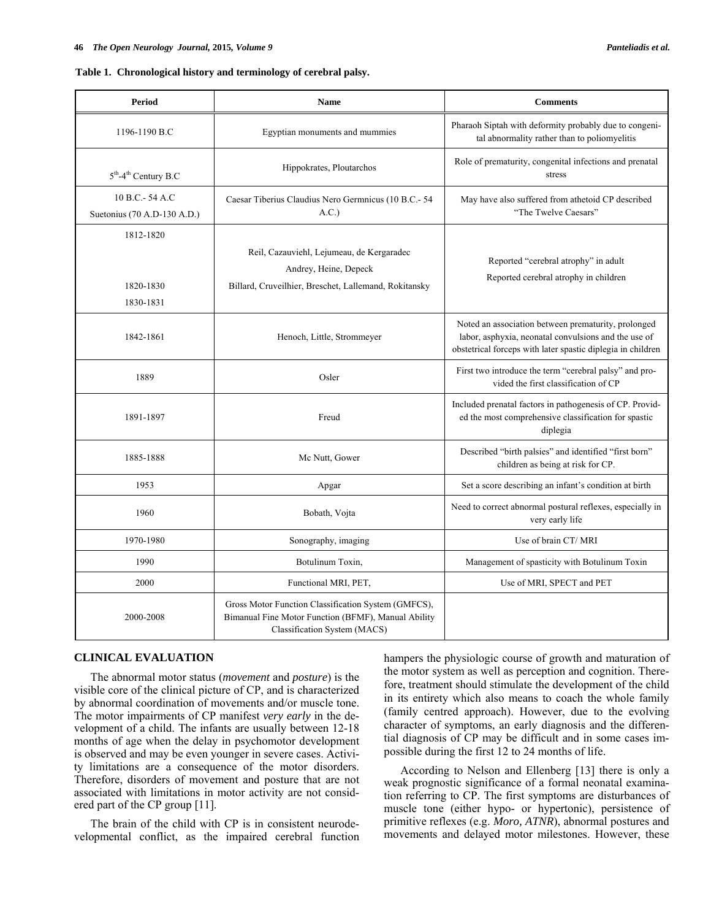**Table 1. Chronological history and terminology of cerebral palsy.**

| Period | Name | Comments |
|---|---|---|
| 1196-1190 B.C | Egyptian monuments and mummies | Pharaoh Siptah with deformity probably due to congenital abnormality rather than to poliomyelitis |
| 5th-4th Century B.C | Hippokrates, Ploutarchos | Role of prematurity, congenital infections and prenatal stress |
| 10 B.C.- 54 A.C<br>Suetonius (70 A.D-130 A.D.) | Caesar Tiberius Claudius Nero Germnicus (10 B.C.- 54 A.C.) | May have also suffered from athetoid CP described "The Twelve Caesars" |
| 1812-1820<br>1820-1830<br>1830-1831 | Reil, Cazauviehl, Lejumeau, de Kergaradec<br>Andrey, Heine, Depeck<br>Billard, Cruveilhier, Breschet, Lallemand, Rokitansky | Reported "cerebral atrophy" in adult<br>Reported cerebral atrophy in children |
| 1842-1861 | Henoch, Little, Strommeyer | Noted an association between prematurity, prolonged labor, asphyxia, neonatal convulsions and the use of obstetrical forceps with later spastic diplegia in children |
| 1889 | Osler | First two introduce the term "cerebral palsy" and provided the first classification of CP |
| 1891-1897 | Freud | Included prenatal factors in pathogenesis of CP. Provided the most comprehensive classification for spastic diplegia |
| 1885-1888 | Mc Nutt, Gower | Described "birth palsies" and identified "first born" children as being at risk for CP. |
| 1953 | Apgar | Set a score describing an infant's condition at birth |
| 1960 | Bobath, Vojta | Need to correct abnormal postural reflexes, especially in very early life |
| 1970-1980 | Sonography, imaging | Use of brain CT/ MRI |
| 1990 | Botulinum Toxin, | Management of spasticity with Botulinum Toxin |
| 2000 | Functional MRI, PET, | Use of MRI, SPECT and PET |
| 2000-2008 | Gross Motor Function Classification System (GMFCS), Bimanual Fine Motor Function (BFMF), Manual Ability Classification System (MACS) | |

## CLINICAL EVALUATION

The abnormal motor status (*movement* and *posture*) is the visible core of the clinical picture of CP, and is characterized by abnormal coordination of movements and/or muscle tone. The motor impairments of CP manifest *very early* in the development of a child. The infants are usually between 12-18 months of age when the delay in psychomotor development is observed and may be even younger in severe cases. Activity limitations are a consequence of the motor disorders. Therefore, disorders of movement and posture that are not associated with limitations in motor activity are not considered part of the CP group [11].

The brain of the child with CP is in consistent neurodevelopmental conflict, as the impaired cerebral function hampers the physiologic course of growth and maturation of the motor system as well as perception and cognition. Therefore, treatment should stimulate the development of the child in its entirety which also means to coach the whole family (family centred approach). However, due to the evolving character of symptoms, an early diagnosis and the differential diagnosis of CP may be difficult and in some cases impossible during the first 12 to 24 months of life.

According to Nelson and Ellenberg [13] there is only a weak prognostic significance of a formal neonatal examination referring to CP. The first symptoms are disturbances of muscle tone (either hypo- or hypertonic), persistence of primitive reflexes (e.g. *Moro, ATNR*), abnormal postures and movements and delayed motor milestones. However, these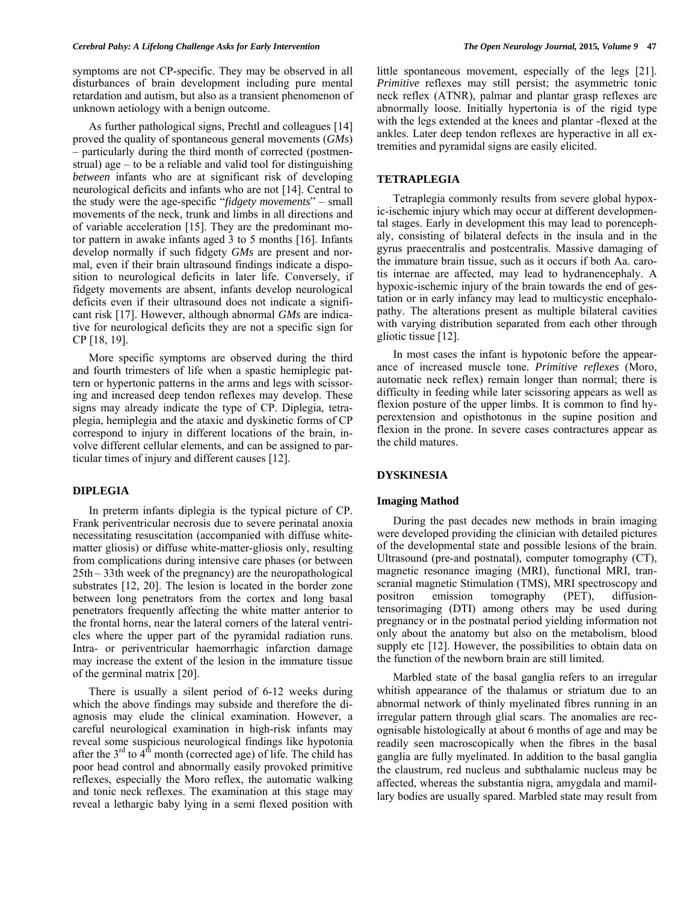symptoms are not CP-specific. They may be observed in all disturbances of brain development including pure mental retardation and autism, but also as a transient phenomenon of unknown aetiology with a benign outcome.

As further pathological signs, Prechtl and colleagues [14] proved the quality of spontaneous general movements (*GMs*) – particularly during the third month of corrected (postmenstrual) age – to be a reliable and valid tool for distinguishing *between* infants who are at significant risk of developing neurological deficits and infants who are not [14]. Central to the study were the age-specific "*fidgety movements*" – small movements of the neck, trunk and limbs in all directions and of variable acceleration [15]. They are the predominant motor pattern in awake infants aged 3 to 5 months [16]. Infants develop normally if such fidgety *GMs* are present and normal, even if their brain ultrasound findings indicate a disposition to neurological deficits in later life. Conversely, if fidgety movements are absent, infants develop neurological deficits even if their ultrasound does not indicate a significant risk [17]. However, although abnormal *GMs* are indicative for neurological deficits they are not a specific sign for CP [18, 19].

More specific symptoms are observed during the third and fourth trimesters of life when a spastic hemiplegic pattern or hypertonic patterns in the arms and legs with scissoring and increased deep tendon reflexes may develop. These signs may already indicate the type of CP. Diplegia, tetraplegia, hemiplegia and the ataxic and dyskinetic forms of CP correspond to injury in different locations of the brain, involve different cellular elements, and can be assigned to particular times of injury and different causes [12].

## DIPLEGIA

In preterm infants diplegia is the typical picture of CP. Frank periventricular necrosis due to severe perinatal anoxia necessitating resuscitation (accompanied with diffuse white-matter gliosis) or diffuse white-matter-gliosis only, resulting from complications during intensive care phases (or between 25th – 33th week of the pregnancy) are the neuropathological substrates [12, 20]. The lesion is located in the border zone between long penetrators from the cortex and long basal penetrators frequently affecting the white matter anterior to the frontal horns, near the lateral corners of the lateral ventricles where the upper part of the pyramidal radiation runs. Intra- or periventricular haemorrhagic infarction damage may increase the extent of the lesion in the immature tissue of the germinal matrix [20].

There is usually a silent period of 6-12 weeks during which the above findings may subside and therefore the diagnosis may elude the clinical examination. However, a careful neurological examination in high-risk infants may reveal some suspicious neurological findings like hypotonia after the 3rd to 4th month (corrected age) of life. The child has poor head control and abnormally easily provoked primitive reflexes, especially the Moro reflex, the automatic walking and tonic neck reflexes. The examination at this stage may reveal a lethargic baby lying in a semi flexed position with little spontaneous movement, especially of the legs [21]. *Primitive* reflexes may still persist; the asymmetric tonic neck reflex (ATNR), palmar and plantar grasp reflexes are abnormally loose. Initially hypertonia is of the rigid type with the legs extended at the knees and plantar -flexed at the ankles. Later deep tendon reflexes are hyperactive in all extremities and pyramidal signs are easily elicited.

## TETRAPLEGIA

Tetraplegia commonly results from severe global hypoxic-ischemic injury which may occur at different developmental stages. Early in development this may lead to porencephaly, consisting of bilateral defects in the insula and in the gyrus praecentralis and postcentralis. Massive damaging of the immature brain tissue, such as it occurs if both Aa. carotis internae are affected, may lead to hydranencephaly. A hypoxic-ischemic injury of the brain towards the end of gestation or in early infancy may lead to multicystic encephalopathy. The alterations present as multiple bilateral cavities with varying distribution separated from each other through gliotic tissue [12].

In most cases the infant is hypotonic before the appearance of increased muscle tone. *Primitive reflexes* (Moro, automatic neck reflex) remain longer than normal; there is difficulty in feeding while later scissoring appears as well as flexion posture of the upper limbs. It is common to find hyperextension and opisthotonus in the supine position and flexion in the prone. In severe cases contractures appear as the child matures.

## DYSKINESIA

### Imaging Method

During the past decades new methods in brain imaging were developed providing the clinician with detailed pictures of the developmental state and possible lesions of the brain. Ultrasound (pre-and postnatal), computer tomography (CT), magnetic resonance imaging (MRI), functional MRI, transcranial magnetic Stimulation (TMS), MRI spectroscopy and positron emission tomography (PET), diffusion-tensorimaging (DTI) among others may be used during pregnancy or in the postnatal period yielding information not only about the anatomy but also on the metabolism, blood supply etc [12]. However, the possibilities to obtain data on the function of the newborn brain are still limited.

Marbled state of the basal ganglia refers to an irregular whitish appearance of the thalamus or striatum due to an abnormal network of thinly myelinated fibres running in an irregular pattern through glial scars. The anomalies are recognisable histologically at about 6 months of age and may be readily seen macroscopically when the fibres in the basal ganglia are fully myelinated. In addition to the basal ganglia the claustrum, red nucleus and subthalamic nucleus may be affected, whereas the substantia nigra, amygdala and mamillary bodies are usually spared. Marbled state may result from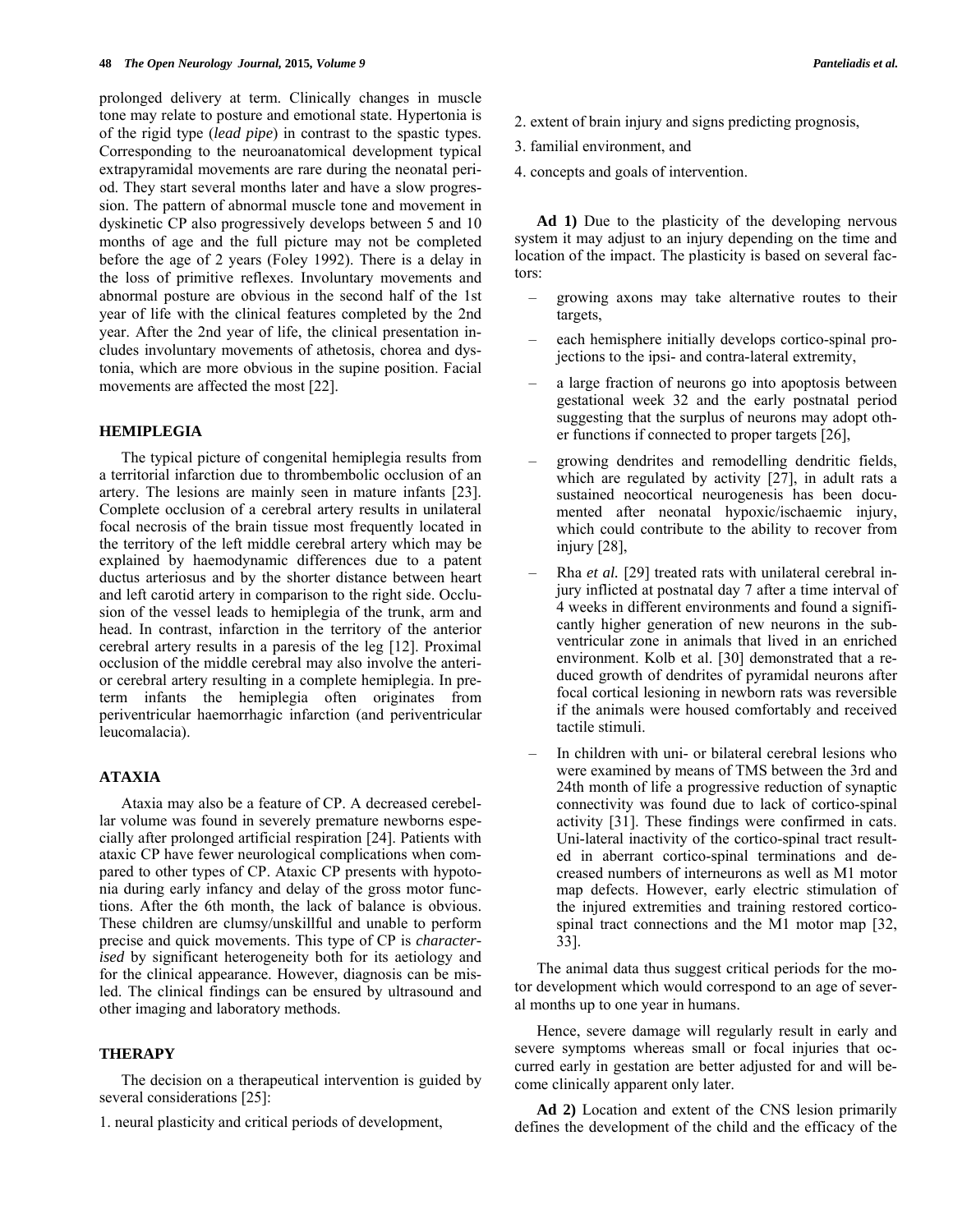prolonged delivery at term. Clinically changes in muscle tone may relate to posture and emotional state. Hypertonia is of the rigid type (*lead pipe*) in contrast to the spastic types. Corresponding to the neuroanatomical development typical extrapyramidal movements are rare during the neonatal period. They start several months later and have a slow progression. The pattern of abnormal muscle tone and movement in dyskinetic CP also progressively develops between 5 and 10 months of age and the full picture may not be completed before the age of 2 years (Foley 1992). There is a delay in the loss of primitive reflexes. Involuntary movements and abnormal posture are obvious in the second half of the 1st year of life with the clinical features completed by the 2nd year. After the 2nd year of life, the clinical presentation includes involuntary movements of athetosis, chorea and dystonia, which are more obvious in the supine position. Facial movements are affected the most [22].

## HEMIPLEGIA

The typical picture of congenital hemiplegia results from a territorial infarction due to thrombembolic occlusion of an artery. The lesions are mainly seen in mature infants [23]. Complete occlusion of a cerebral artery results in unilateral focal necrosis of the brain tissue most frequently located in the territory of the left middle cerebral artery which may be explained by haemodynamic differences due to a patent ductus arteriosus and by the shorter distance between heart and left carotid artery in comparison to the right side. Occlusion of the vessel leads to hemiplegia of the trunk, arm and head. In contrast, infarction in the territory of the anterior cerebral artery results in a paresis of the leg [12]. Proximal occlusion of the middle cerebral may also involve the anterior cerebral artery resulting in a complete hemiplegia. In preterm infants the hemiplegia often originates from periventricular haemorrhagic infarction (and periventricular leucomalacia).

## ATAXIA

Ataxia may also be a feature of CP. A decreased cerebellar volume was found in severely premature newborns especially after prolonged artificial respiration [24]. Patients with ataxic CP have fewer neurological complications when compared to other types of CP. Ataxic CP presents with hypotonia during early infancy and delay of the gross motor functions. After the 6th month, the lack of balance is obvious. These children are clumsy/unskillful and unable to perform precise and quick movements. This type of CP is *characterised* by significant heterogeneity both for its aetiology and for the clinical appearance. However, diagnosis can be misled. The clinical findings can be ensured by ultrasound and other imaging and laboratory methods.

## THERAPY

The decision on a therapeutical intervention is guided by several considerations [25]:

1. neural plasticity and critical periods of development,
2. extent of brain injury and signs predicting prognosis,
3. familial environment, and
4. concepts and goals of intervention.

**Ad 1)** Due to the plasticity of the developing nervous system it may adjust to an injury depending on the time and location of the impact. The plasticity is based on several factors:

- growing axons may take alternative routes to their targets,
- each hemisphere initially develops cortico-spinal projections to the ipsi- and contra-lateral extremity,
- a large fraction of neurons go into apoptosis between gestational week 32 and the early postnatal period suggesting that the surplus of neurons may adopt other functions if connected to proper targets [26],
- growing dendrites and remodelling dendritic fields, which are regulated by activity [27], in adult rats a sustained neocortical neurogenesis has been documented after neonatal hypoxic/ischaemic injury, which could contribute to the ability to recover from injury [28],
- Rha *et al.* [29] treated rats with unilateral cerebral injury inflicted at postnatal day 7 after a time interval of 4 weeks in different environments and found a significantly higher generation of new neurons in the subventricular zone in animals that lived in an enriched environment. Kolb et al. [30] demonstrated that a reduced growth of dendrites of pyramidal neurons after focal cortical lesioning in newborn rats was reversible if the animals were housed comfortably and received tactile stimuli.
- In children with uni- or bilateral cerebral lesions who were examined by means of TMS between the 3rd and 24th month of life a progressive reduction of synaptic connectivity was found due to lack of cortico-spinal activity [31]. These findings were confirmed in cats. Uni-lateral inactivity of the cortico-spinal tract resulted in aberrant cortico-spinal terminations and decreased numbers of interneurons as well as M1 motor map defects. However, early electric stimulation of the injured extremities and training restored cortico-spinal tract connections and the M1 motor map [32, 33].

The animal data thus suggest critical periods for the motor development which would correspond to an age of several months up to one year in humans.

Hence, severe damage will regularly result in early and severe symptoms whereas small or focal injuries that occurred early in gestation are better adjusted for and will become clinically apparent only later.

**Ad 2)** Location and extent of the CNS lesion primarily defines the development of the child and the efficacy of the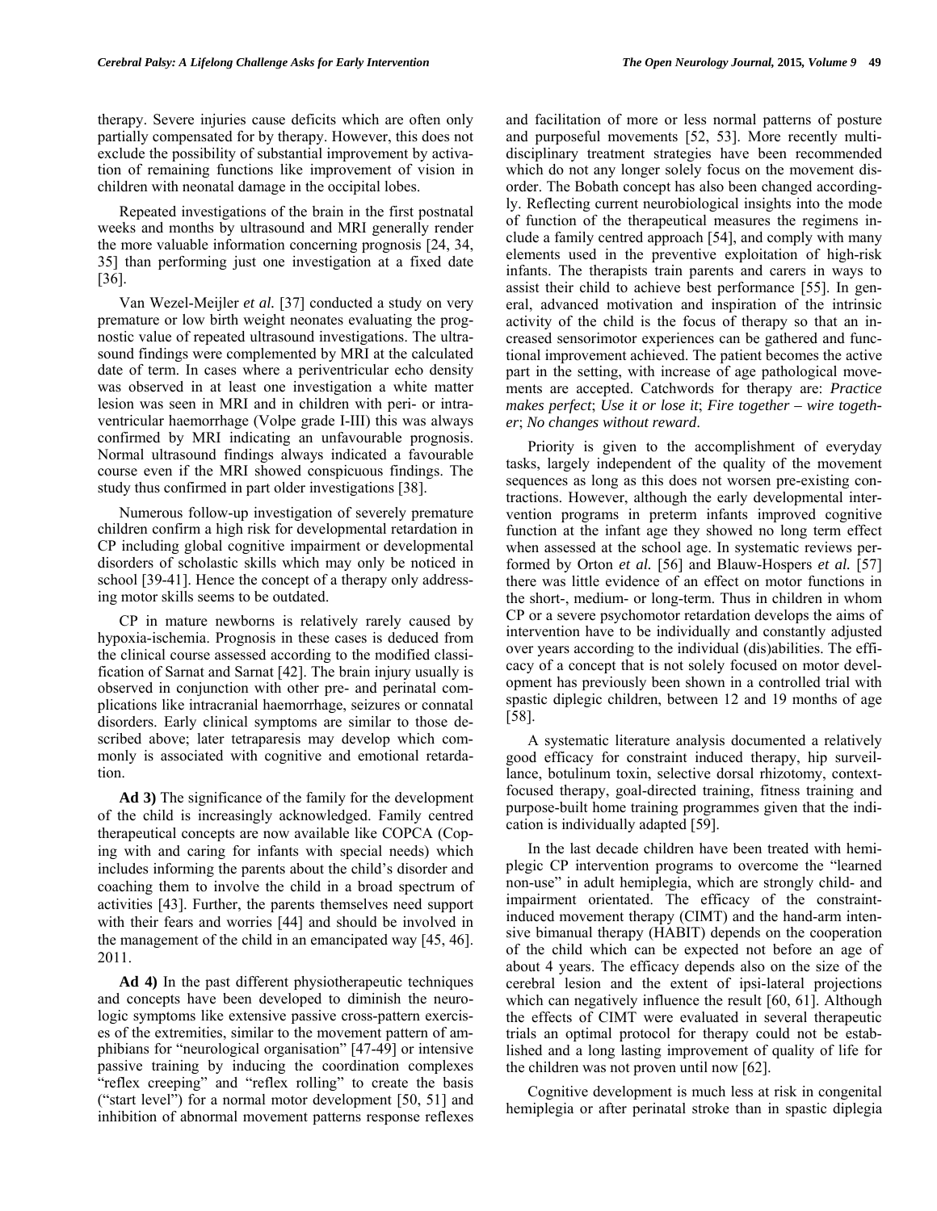therapy. Severe injuries cause deficits which are often only partially compensated for by therapy. However, this does not exclude the possibility of substantial improvement by activation of remaining functions like improvement of vision in children with neonatal damage in the occipital lobes.

Repeated investigations of the brain in the first postnatal weeks and months by ultrasound and MRI generally render the more valuable information concerning prognosis [24, 34, 35] than performing just one investigation at a fixed date [36].

Van Wezel-Meijler *et al.* [37] conducted a study on very premature or low birth weight neonates evaluating the prognostic value of repeated ultrasound investigations. The ultrasound findings were complemented by MRI at the calculated date of term. In cases where a periventricular echo density was observed in at least one investigation a white matter lesion was seen in MRI and in children with peri- or intraventricular haemorrhage (Volpe grade I-III) this was always confirmed by MRI indicating an unfavourable prognosis. Normal ultrasound findings always indicated a favourable course even if the MRI showed conspicuous findings. The study thus confirmed in part older investigations [38].

Numerous follow-up investigation of severely premature children confirm a high risk for developmental retardation in CP including global cognitive impairment or developmental disorders of scholastic skills which may only be noticed in school [39-41]. Hence the concept of a therapy only addressing motor skills seems to be outdated.

CP in mature newborns is relatively rarely caused by hypoxia-ischemia. Prognosis in these cases is deduced from the clinical course assessed according to the modified classification of Sarnat and Sarnat [42]. The brain injury usually is observed in conjunction with other pre- and perinatal complications like intracranial haemorrhage, seizures or connatal disorders. Early clinical symptoms are similar to those described above; later tetraparesis may develop which commonly is associated with cognitive and emotional retardation.

**Ad 3)** The significance of the family for the development of the child is increasingly acknowledged. Family centred therapeutical concepts are now available like COPCA (Coping with and caring for infants with special needs) which includes informing the parents about the child's disorder and coaching them to involve the child in a broad spectrum of activities [43]. Further, the parents themselves need support with their fears and worries [44] and should be involved in the management of the child in an emancipated way [45, 46]. 2011.

**Ad 4)** In the past different physiotherapeutic techniques and concepts have been developed to diminish the neurologic symptoms like extensive passive cross-pattern exercises of the extremities, similar to the movement pattern of amphibians for "neurological organisation" [47-49] or intensive passive training by inducing the coordination complexes "reflex creeping" and "reflex rolling" to create the basis ("start level") for a normal motor development [50, 51] and inhibition of abnormal movement patterns response reflexes and facilitation of more or less normal patterns of posture and purposeful movements [52, 53]. More recently multidisciplinary treatment strategies have been recommended which do not any longer solely focus on the movement disorder. The Bobath concept has also been changed accordingly. Reflecting current neurobiological insights into the mode of function of the therapeutical measures the regimens include a family centred approach [54], and comply with many elements used in the preventive exploitation of high-risk infants. The therapists train parents and carers in ways to assist their child to achieve best performance [55]. In general, advanced motivation and inspiration of the intrinsic activity of the child is the focus of therapy so that an increased sensorimotor experiences can be gathered and functional improvement achieved. The patient becomes the active part in the setting, with increase of age pathological movements are accepted. Catchwords for therapy are: *Practice makes perfect*; *Use it or lose it*; *Fire together – wire together*; *No changes without reward*.

Priority is given to the accomplishment of everyday tasks, largely independent of the quality of the movement sequences as long as this does not worsen pre-existing contractions. However, although the early developmental intervention programs in preterm infants improved cognitive function at the infant age they showed no long term effect when assessed at the school age. In systematic reviews performed by Orton *et al.* [56] and Blauw-Hospers *et al.* [57] there was little evidence of an effect on motor functions in the short-, medium- or long-term. Thus in children in whom CP or a severe psychomotor retardation develops the aims of intervention have to be individually and constantly adjusted over years according to the individual (dis)abilities. The efficacy of a concept that is not solely focused on motor development has previously been shown in a controlled trial with spastic diplegic children, between 12 and 19 months of age [58].

A systematic literature analysis documented a relatively good efficacy for constraint induced therapy, hip surveillance, botulinum toxin, selective dorsal rhizotomy, context-focused therapy, goal-directed training, fitness training and purpose-built home training programmes given that the indication is individually adapted [59].

In the last decade children have been treated with hemiplegic CP intervention programs to overcome the "learned non-use" in adult hemiplegia, which are strongly child- and impairment orientated. The efficacy of the constraint-induced movement therapy (CIMT) and the hand-arm intensive bimanual therapy (HABIT) depends on the cooperation of the child which can be expected not before an age of about 4 years. The efficacy depends also on the size of the cerebral lesion and the extent of ipsi-lateral projections which can negatively influence the result [60, 61]. Although the effects of CIMT were evaluated in several therapeutic trials an optimal protocol for therapy could not be established and a long lasting improvement of quality of life for the children was not proven until now [62].

Cognitive development is much less at risk in congenital hemiplegia or after perinatal stroke than in spastic diplegia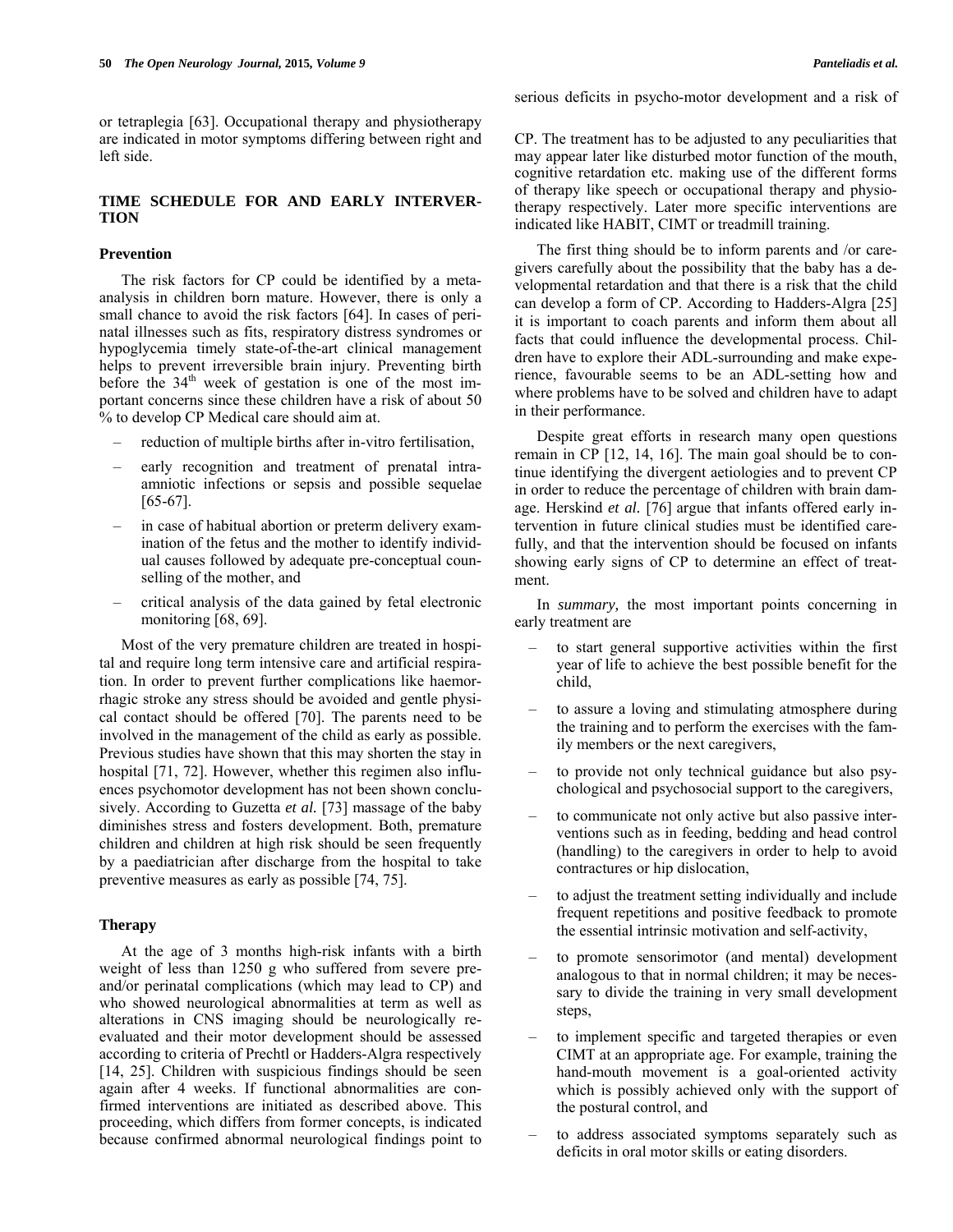or tetraplegia [63]. Occupational therapy and physiotherapy are indicated in motor symptoms differing between right and left side.

## TIME SCHEDULE FOR AND EARLY INTERVERTION

### Prevention

The risk factors for CP could be identified by a meta-analysis in children born mature. However, there is only a small chance to avoid the risk factors [64]. In cases of perinatal illnesses such as fits, respiratory distress syndromes or hypoglycemia timely state-of-the-art clinical management helps to prevent irreversible brain injury. Preventing birth before the 34[th] week of gestation is one of the most important concerns since these children have a risk of about 50 % to develop CP Medical care should aim at.

- reduction of multiple births after in-vitro fertilisation,
- early recognition and treatment of prenatal intra-amniotic infections or sepsis and possible sequelae [65-67].
- in case of habitual abortion or preterm delivery examination of the fetus and the mother to identify individual causes followed by adequate pre-conceptual counselling of the mother, and
- critical analysis of the data gained by fetal electronic monitoring [68, 69].

Most of the very premature children are treated in hospital and require long term intensive care and artificial respiration. In order to prevent further complications like haemorrhagic stroke any stress should be avoided and gentle physical contact should be offered [70]. The parents need to be involved in the management of the child as early as possible. Previous studies have shown that this may shorten the stay in hospital [71, 72]. However, whether this regimen also influences psychomotor development has not been shown conclusively. According to Guzetta *et al.* [73] massage of the baby diminishes stress and fosters development. Both, premature children and children at high risk should be seen frequently by a paediatrician after discharge from the hospital to take preventive measures as early as possible [74, 75].

### Therapy

At the age of 3 months high-risk infants with a birth weight of less than 1250 g who suffered from severe pre- and/or perinatal complications (which may lead to CP) and who showed neurological abnormalities at term as well as alterations in CNS imaging should be neurologically re-evaluated and their motor development should be assessed according to criteria of Prechtl or Hadders-Algra respectively [14, 25]. Children with suspicious findings should be seen again after 4 weeks. If functional abnormalities are confirmed interventions are initiated as described above. This proceeding, which differs from former concepts, is indicated because confirmed abnormal neurological findings point to serious deficits in psycho-motor development and a risk of CP. The treatment has to be adjusted to any peculiarities that may appear later like disturbed motor function of the mouth, cognitive retardation etc. making use of the different forms of therapy like speech or occupational therapy and physiotherapy respectively. Later more specific interventions are indicated like HABIT, CIMT or treadmill training.

The first thing should be to inform parents and /or caregivers carefully about the possibility that the baby has a developmental retardation and that there is a risk that the child can develop a form of CP. According to Hadders-Algra [25] it is important to coach parents and inform them about all facts that could influence the developmental process. Children have to explore their ADL-surrounding and make experience, favourable seems to be an ADL-setting how and where problems have to be solved and children have to adapt in their performance.

Despite great efforts in research many open questions remain in CP [12, 14, 16]. The main goal should be to continue identifying the divergent aetiologies and to prevent CP in order to reduce the percentage of children with brain damage. Herskind *et al.* [76] argue that infants offered early intervention in future clinical studies must be identified carefully, and that the intervention should be focused on infants showing early signs of CP to determine an effect of treatment.

In *summary,* the most important points concerning in early treatment are

- to start general supportive activities within the first year of life to achieve the best possible benefit for the child,
- to assure a loving and stimulating atmosphere during the training and to perform the exercises with the family members or the next caregivers,
- to provide not only technical guidance but also psychological and psychosocial support to the caregivers,
- to communicate not only active but also passive interventions such as in feeding, bedding and head control (handling) to the caregivers in order to help to avoid contractures or hip dislocation,
- to adjust the treatment setting individually and include frequent repetitions and positive feedback to promote the essential intrinsic motivation and self-activity,
- to promote sensorimotor (and mental) development analogous to that in normal children; it may be necessary to divide the training in very small development steps,
- to implement specific and targeted therapies or even CIMT at an appropriate age. For example, training the hand-mouth movement is a goal-oriented activity which is possibly achieved only with the support of the postural control, and
- to address associated symptoms separately such as deficits in oral motor skills or eating disorders.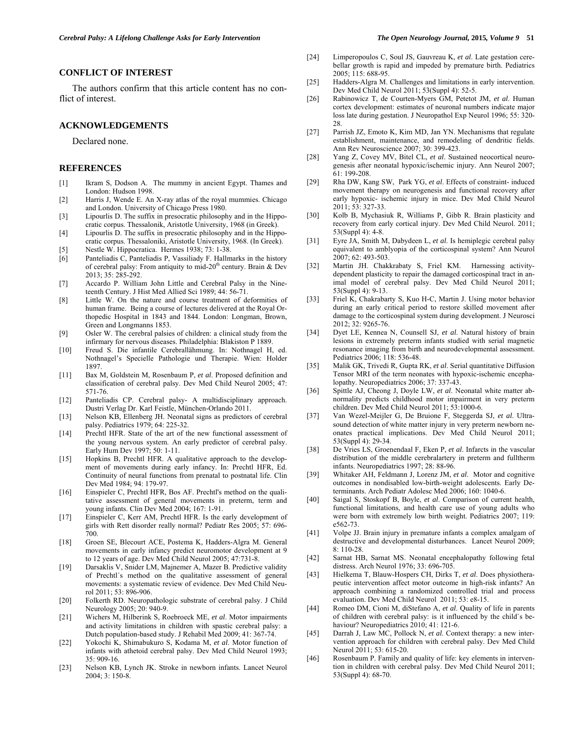## CONFLICT OF INTEREST

The authors confirm that this article content has no conflict of interest.

## ACKNOWLEDGEMENTS

Declared none.

## REFERENCES

[1] Ikram S, Dodson A. The mummy in ancient Egypt. Thames and London: Hudson 1998.

[2] Harris J, Wende E. An X-ray atlas of the royal mummies. Chicago and London. University of Chicago Press 1980.

[3] Lipourlis D. The suffix in presocratic philosophy and in the Hippocratic corpus. Thessalonik, Aristotle University, 1968 (in Greek).

[4] Lipourlis D. The suffix in presocratic philosophy and in the Hippocratic corpus. Thessaloniki, Aristotle University, 1968. (In Greek).

[5] Nestle W. Hippocratica. Hermes 1938; 73: 1-38.

[6] Panteliadis C, Panteliadis P, Vassiliady F. Hallmarks in the history of cerebral palsy: From antiquity to mid-20th century. Brain & Dev 2013; 35: 285-292.

[7] Accardo P. William John Little and Cerebral Palsy in the Nineteenth Century. J Hist Med Allied Sci 1989; 44: 56-71.

[8] Little W. On the nature and course treatment of deformities of human frame. Being a course of lectures delivered at the Royal Orthopedic Hospital in 1843 and 1844. London: Longman, Brown, Green and Longmanns 1853.

[9] Osler W. The cerebral palsies of children: a clinical study from the infirmary for nervous diseases. Philadelphia: Blakiston P 1889.

[10] Freud S. Die infantile Cerebrallähmung. In: Nothnagel H, ed. Nothnagel's Specielle Pathologie und Therapie. Wien: Holder 1897.

[11] Bax M, Goldstein M, Rosenbaum P, *et al*. Proposed definition and classification of cerebral palsy. Dev Med Child Neurol 2005; 47: 571-76.

[12] Panteliadis CP. Cerebral palsy- A multidisciplinary approach. Dustri Verlag Dr. Karl Feistle, München-Orlando 2011.

[13] Nelson KB, Ellenberg JH. Neonatal signs as predictors of cerebral palsy. Pediatrics 1979; 64: 225-32.

[14] Prechtl HFR. State of the art of the new functional assessment of the young nervous system. An early predictor of cerebral palsy. Early Hum Dev 1997; 50: 1-11.

[15] Hopkins B, Prechtl HFR. A qualitative approach to the development of movements during early infancy. In: Prechtl HFR, Ed. Continuity of neural functions from prenatal to postnatal life. Clin Dev Med 1984; 94: 179-97.

[16] Einspieler C, Prechtl HFR, Bos AF. Prechtl's method on the qualitative assessment of general movements in preterm, term and young infants. Clin Dev Med 2004; 167: 1-91.

[17] Einspieler C, Kerr AM, Prechtl HFR. Is the early development of girls with Rett disorder really normal? Pediatr Res 2005; 57: 696-700.

[18] Groen SE, Blecourt ACE, Postema K, Hadders-Algra M. General movements in early infancy predict neuromotor development at 9 to 12 years of age. Dev Med Child Neurol 2005; 47:731-8.

[19] Darsaklis V, Snider LM, Majnemer A, Mazer B. Predictive validity of Prechtl´s method on the qualitative assessment of general movements: a systematic review of evidence. Dev Med Child Neurol 2011; 53: 896-906.

[20] Folkerth RD. Neuropathologic substrate of cerebral palsy. J Child Neurology 2005; 20: 940-9.

[21] Wichers M, Hilberink S, Roebroeck ME, *et al*. Motor impairments and activity limitations in children with spastic cerebral palsy: a Dutch population-based study. J Rehabil Med 2009; 41: 367-74.

[22] Yokochi K, Shimabukuro S, Kodama M, *et al.* Motor function of infants with athetoid cerebral palsy. Dev Med Child Neurol 1993; 35: 909-16.

[23] Nelson KB, Lynch JK. Stroke in newborn infants. Lancet Neurol 2004; 3: 150-8.

[24] Limperopoulos C, Soul JS, Gauvreau K, *et al*. Late gestation cerebellar growth is rapid and impeded by premature birth. Pediatrics 2005; 115: 688-95.

[25] Hadders-Algra M. Challenges and limitations in early intervention. Dev Med Child Neurol 2011; 53(Suppl 4): 52-5.

[26] Rabinowicz T, de Courten-Myers GM, Petetot JM, *et al*. Human cortex development: estimates of neuronal numbers indicate major loss late during gestation. J Neuropathol Exp Neurol 1996; 55: 320-28.

[27] Parrish JZ, Emoto K, Kim MD, Jan YN. Mechanisms that regulate establishment, maintenance, and remodeling of dendritic fields. Ann Rev Neuroscience 2007; 30: 399-423.

[28] Yang Z, Covey MV, Bitel CL, *et al*. Sustained neocortical neurogenesis after neonatal hypoxic/ischemic injury. Ann Neurol 2007; 61: 199-208.

[29] Rha DW, Kang SW, Park YG, *et al*. Effects of constraint- induced movement therapy on neurogenesis and functional recovery after early hypoxic- ischemic injury in mice. Dev Med Child Neurol 2011; 53: 327-33.

[30] Kolb B, Mychasiuk R, Williams P, Gibb R. Brain plasticity and recovery from early cortical injury. Dev Med Child Neurol. 2011; 53(Suppl 4): 4-8.

[31] Eyre JA, Smith M, Dabydeen L, *et al.* Is hemiplegic cerebral palsy equivalent to amblyopia of the corticospinal system? Ann Neurol 2007; 62: 493-503.

[32] Martin JH. Chakkrabaty S, Friel KM. Harnessing activity-dependent plasticity to repair the damaged corticospinal tract in an animal model of cerebral palsy. Dev Med Child Neurol 2011; 53(Suppl 4): 9-13.

[33] Friel K, Chakrabarty S, Kuo H-C, Martin J. Using motor behavior during an early critical period to restore skilled movement after damage to the corticospinal system during development. J Neurosci 2012; 32: 9265-76.

[34] Dyet LE, Kennea N, Counsell SJ, *et al*. Natural history of brain lesions in extremely preterm infants studied with serial magnetic resonance imaging from birth and neurodevelopmental assessment. Pediatrics 2006; 118: 536-48.

[35] Malik GK, Trivedi R, Gupta RK, *et al*. Serial quantitative Diffusion Tensor MRI of the term neonates with hypoxic-ischemic encephalopathy. Neuropediatrics 2006; 37: 337-43.

[36] Spittle AJ, Cheong J, Doyle LW, *et al*. Neonatal white matter abnormality predicts childhood motor impairment in very preterm children. Dev Med Child Neurol 2011; 53:1000-6.

[37] Van Wezel-Meijler G, De Bruione F, Steggerda SJ, *et al*. Ultrasound detection of white matter injury in very preterm newborn neonates practical implications. Dev Med Child Neurol 2011; 53(Suppl 4): 29-34.

[38] De Vries LS, Groenendaal F, Eken P, *et al*. Infarcts in the vascular distribution of the middle cerebralartery in preterm and fulltherm infants. Neuropediatrics 1997; 28: 88-96.

[39] Whitaker AH, Feldmann J, Lorenz JM, *et al*. Motor and cognitive outcomes in nondisabled low-birth-weight adolescents. Early Determinants. Arch Pediatr Adolesc Med 2006; 160: 1040-6.

[40] Saigal S, Stoskopf B, Boyle, *et al*. Comparison of current health, functional limitations, and health care use of young adults who were born with extremely low birth weight. Pediatrics 2007; 119: e562-73.

[41] Volpe JJ. Brain injury in premature infants a complex amalgam of destructive and developmental disturbances. Lancet Neurol 2009; 8: 110-28.

[42] Sarnat HB, Sarnat MS. Neonatal encephalopathy following fetal distress. Arch Neurol 1976; 33: 696-705.

[43] Hielkema T, Blauw-Hospers CH, Dirks T, *et al*. Does physiotherapeutic intervention affect motor outcome in high-risk infants? An approach combining a randomized controlled trial and process evaluation. Dev Med Child Neurol 2011; 53: e8-15.

[44] Romeo DM, Cioni M, diStefano A, *et al*. Quality of life in parents of children with cerebral palsy: is it influenced by the child`s behaviour? Neuropediatrics 2010; 41: 121-6.

[45] Darrah J, Law MC, Pollock N, *et al*. Context therapy: a new intervention approach for children with cerebral palsy. Dev Med Child Neurol 2011; 53: 615-20.

[46] Rosenbaum P. Family and quality of life: key elements in intervention in children with cerebral palsy. Dev Med Child Neurol 2011; 53(Suppl 4): 68-70.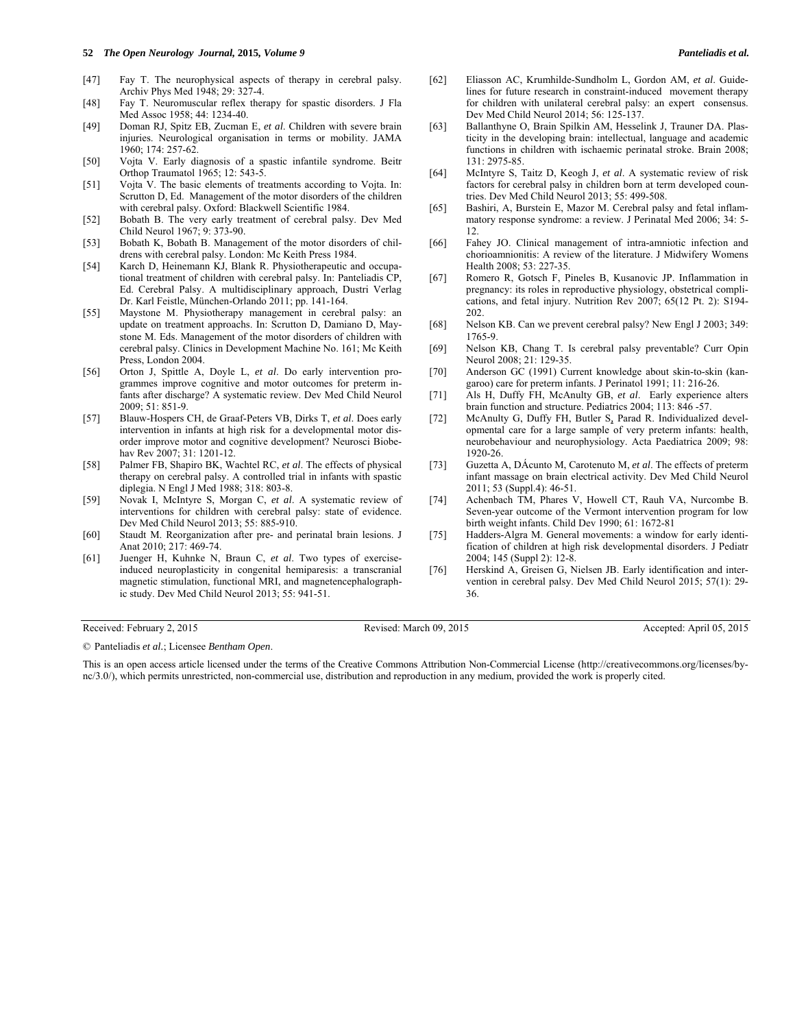[47] Fay T. The neurophysical aspects of therapy in cerebral palsy. Archiv Phys Med 1948; 29: 327-4.

[48] Fay T. Neuromuscular reflex therapy for spastic disorders. J Fla Med Assoc 1958; 44: 1234-40.

[49] Doman RJ, Spitz EB, Zucman E, *et al*. Children with severe brain injuries. Neurological organisation in terms or mobility. JAMA 1960; 174: 257-62.

[50] Vojta V. Early diagnosis of a spastic infantile syndrome. Beitr Orthop Traumatol 1965; 12: 543-5.

[51] Vojta V. The basic elements of treatments according to Vojta. In: Scrutton D, Ed. Management of the motor disorders of the children with cerebral palsy. Oxford: Blackwell Scientific 1984.

[52] Bobath B. The very early treatment of cerebral palsy. Dev Med Child Neurol 1967; 9: 373-90.

[53] Bobath K, Bobath B. Management of the motor disorders of childrens with cerebral palsy. London: Mc Keith Press 1984.

[54] Karch D, Heinemann KJ, Blank R. Physiotherapeutic and occupational treatment of children with cerebral palsy. In: Panteliadis CP, Ed. Cerebral Palsy. A multidisciplinary approach, Dustri Verlag Dr. Karl Feistle, München-Orlando 2011; pp. 141-164.

[55] Maystone M. Physiotherapy management in cerebral palsy: an update on treatment approachs. In: Scrutton D, Damiano D, Maystone M. Eds. Management of the motor disorders of children with cerebral palsy. Clinics in Development Machine No. 161; Mc Keith Press, London 2004.

[56] Orton J, Spittle A, Doyle L, *et al*. Do early intervention programmes improve cognitive and motor outcomes for preterm infants after discharge? A systematic review. Dev Med Child Neurol 2009; 51: 851-9.

[57] Blauw-Hospers CH, de Graaf-Peters VB, Dirks T, *et al*. Does early intervention in infants at high risk for a developmental motor disorder improve motor and cognitive development? Neurosci Biobehav Rev 2007; 31: 1201-12.

[58] Palmer FB, Shapiro BK, Wachtel RC, *et al*. The effects of physical therapy on cerebral palsy. A controlled trial in infants with spastic diplegia. N Engl J Med 1988; 318: 803-8.

[59] Novak I, McIntyre S, Morgan C, *et al*. A systematic review of interventions for children with cerebral palsy: state of evidence. Dev Med Child Neurol 2013; 55: 885-910.

[60] Staudt M. Reorganization after pre- and perinatal brain lesions. J Anat 2010; 217: 469-74.

[61] Juenger H, Kuhnke N, Braun C, *et al*. Two types of exercise-induced neuroplasticity in congenital hemiparesis: a transcranial magnetic stimulation, functional MRI, and magnetencephalographic study. Dev Med Child Neurol 2013; 55: 941-51.

[62] Eliasson AC, Krumhilde-Sundholm L, Gordon AM, *et al*. Guidelines for future research in constraint-induced movement therapy for children with unilateral cerebral palsy: an expert consensus. Dev Med Child Neurol 2014; 56: 125-137.

[63] Ballanthyne O, Brain Spilkin AM, Hesselink J, Trauner DA. Plasticity in the developing brain: intellectual, language and academic functions in children with ischaemic perinatal stroke. Brain 2008; 131: 2975-85.

[64] McIntyre S, Taitz D, Keogh J, *et al*. A systematic review of risk factors for cerebral palsy in children born at term developed countries. Dev Med Child Neurol 2013; 55: 499-508.

[65] Bashiri, A, Burstein E, Mazor M. Cerebral palsy and fetal inflammatory response syndrome: a review. J Perinatal Med 2006; 34: 5-12.

[66] Fahey JO. Clinical management of intra-amniotic infection and chorioamnionitis: A review of the literature. J Midwifery Womens Health 2008; 53: 227-35.

[67] Romero R, Gotsch F, Pineles B, Kusanovic JP. Inflammation in pregnancy: its roles in reproductive physiology, obstetrical complications, and fetal injury. Nutrition Rev 2007; 65(12 Pt. 2): S194-202.

[68] Nelson KB. Can we prevent cerebral palsy? New Engl J 2003; 349: 1765-9.

[69] Nelson KB, Chang T. Is cerebral palsy preventable? Curr Opin Neurol 2008; 21: 129-35.

[70] Anderson GC (1991) Current knowledge about skin-to-skin (kangaroo) care for preterm infants. J Perinatol 1991; 11: 216-26.

[71] Als H, Duffy FH, McAnulty GB, *et al*. Early experience alters brain function and structure. Pediatrics 2004; 113: 846 -57.

[72] McAnulty G, Duffy FH, Butler S, Parad R. Individualized developmental care for a large sample of very preterm infants: health, neurobehaviour and neurophysiology. Acta Paediatrica 2009; 98: 1920-26.

[73] Guzetta A, DÁcunto M, Carotenuto M, *et al*. The effects of preterm infant massage on brain electrical activity. Dev Med Child Neurol 2011; 53 (Suppl.4): 46-51.

[74] Achenbach TM, Phares V, Howell CT, Rauh VA, Nurcombe B. Seven-year outcome of the Vermont intervention program for low birth weight infants. Child Dev 1990; 61: 1672-81

[75] Hadders-Algra M. General movements: a window for early identification of children at high risk developmental disorders. J Pediatr 2004; 145 (Suppl 2): 12-8.

[76] Herskind A, Greisen G, Nielsen JB. Early identification and intervention in cerebral palsy. Dev Med Child Neurol 2015; 57(1): 29-36.

Received: February 2, 2015 Revised: March 09, 2015 Accepted: April 05, 2015

© Panteliadis *et al*.; Licensee *Bentham Open*.

This is an open access article licensed under the terms of the Creative Commons Attribution Non-Commercial License (http://creativecommons.org/licenses/by-nc/3.0/), which permits unrestricted, non-commercial use, distribution and reproduction in any medium, provided the work is properly cited.